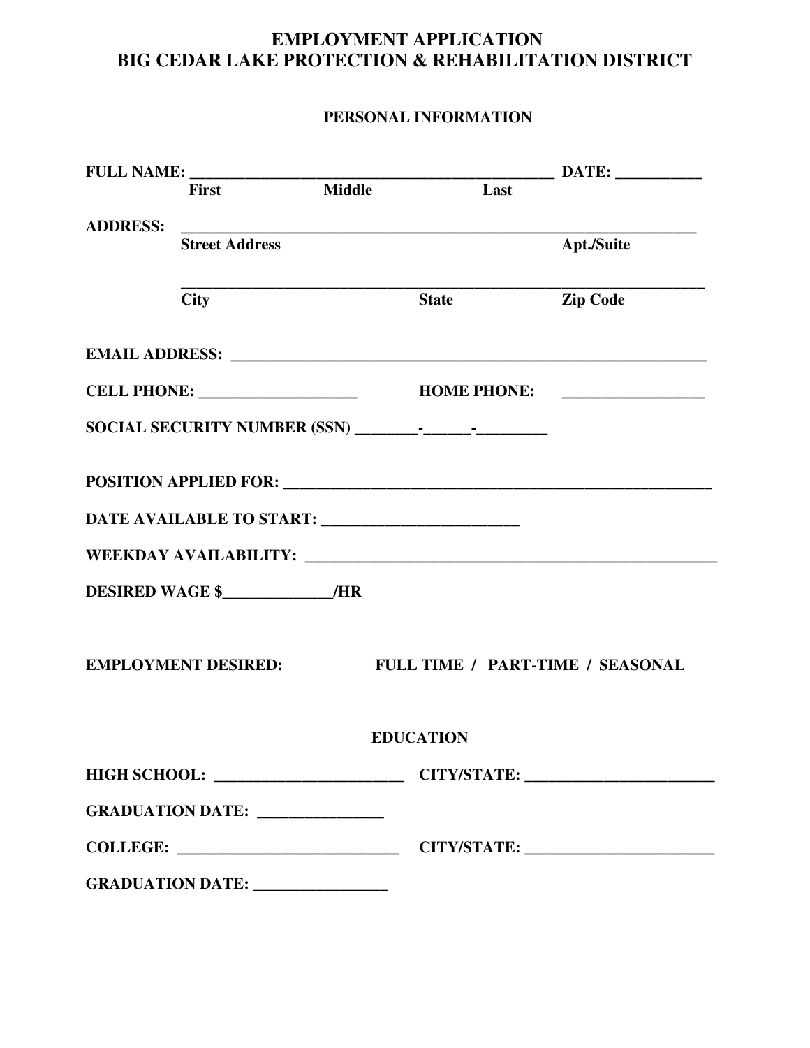# EMPLOYMENT APPLICATION
# BIG CEDAR LAKE PROTECTION & REHABILITATION DISTRICT

## PERSONAL INFORMATION

**FULL NAME:** _______________________________________________ **DATE:** ___________
**First** **Middle** **Last**

**ADDRESS:** _________________________________________________________________
**Street Address** **Apt./Suite**

_________________________________________________________________
**City** **State** **Zip Code**

**EMAIL ADDRESS:** ______________________________________________________________

**CELL PHONE:** ____________________ **HOME PHONE:** __________________

**SOCIAL SECURITY NUMBER (SSN)** ________-______-_________

**POSITION APPLIED FOR:** ______________________________________________________

**DATE AVAILABLE TO START:** _________________________

**WEEKDAY AVAILABILITY:** _____________________________________________________

**DESIRED WAGE $**_____________**/HR**

**EMPLOYMENT DESIRED:** **FULL TIME / PART-TIME / SEASONAL**

## EDUCATION

**HIGH SCHOOL:** ________________________ **CITY/STATE:** ________________________

**GRADUATION DATE:** ________________

**COLLEGE:** ____________________________ **CITY/STATE:** ________________________

**GRADUATION DATE:** _________________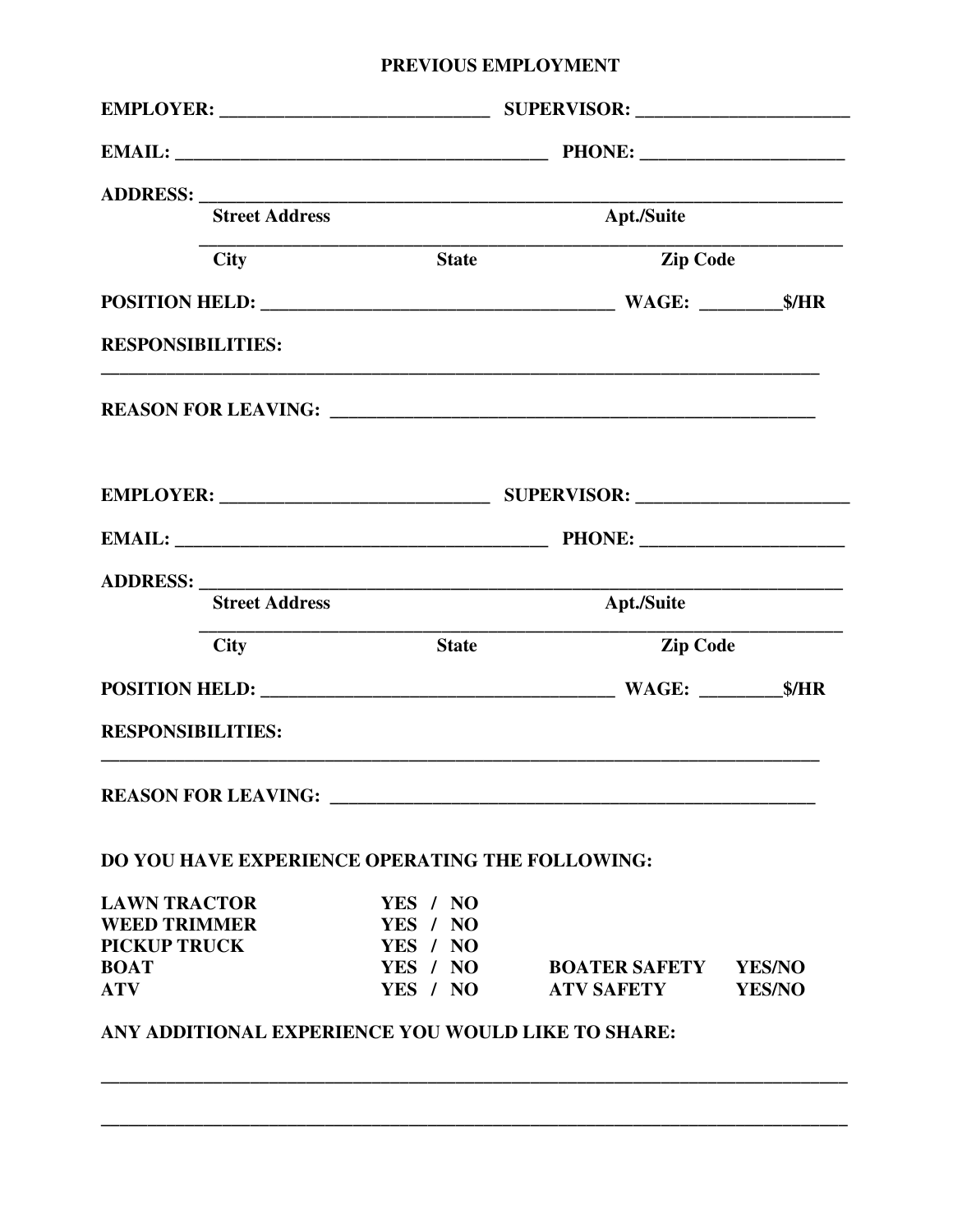## PREVIOUS EMPLOYMENT

**EMPLOYER:** ____________________________ **SUPERVISOR:** ______________________

**EMAIL:** ________________________________________ **PHONE:** _____________________

**ADDRESS:** ___________________________________________________________________

Street Address | Apt./Suite

___________________________________________________________________

City | State | Zip Code

**POSITION HELD:** ____________________________________ **WAGE:** ________$/HR

**RESPONSIBILITIES:**

_______________________________________________________________________________

**REASON FOR LEAVING:** ____________________________________________________

**EMPLOYER:** ____________________________ **SUPERVISOR:** ______________________

**EMAIL:** ________________________________________ **PHONE:** _____________________

**ADDRESS:** ___________________________________________________________________

Street Address | Apt./Suite

___________________________________________________________________

City | State | Zip Code

**POSITION HELD:** ____________________________________ **WAGE:** ________$/HR

**RESPONSIBILITIES:**

_______________________________________________________________________________

**REASON FOR LEAVING:** ____________________________________________________

**DO YOU HAVE EXPERIENCE OPERATING THE FOLLOWING:**

| | | | |
|---|---|---|---|
| LAWN TRACTOR | YES / NO | | |
| WEED TRIMMER | YES / NO | | |
| PICKUP TRUCK | YES / NO | | |
| BOAT | YES / NO | BOATER SAFETY | YES/NO |
| ATV | YES / NO | ATV SAFETY | YES/NO |

**ANY ADDITIONAL EXPERIENCE YOU WOULD LIKE TO SHARE:**

_______________________________________________________________________________

_______________________________________________________________________________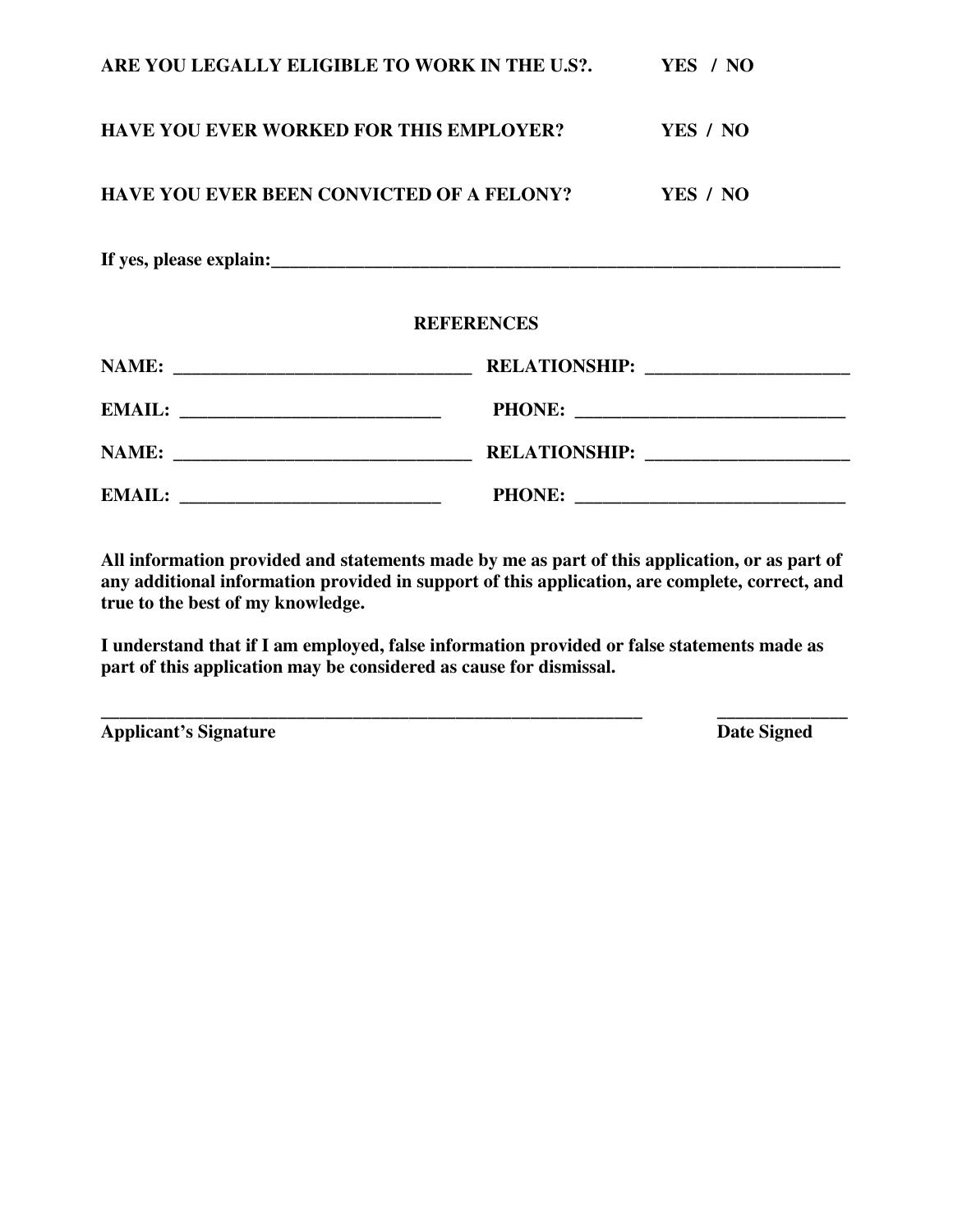**ARE YOU LEGALLY ELIGIBLE TO WORK IN THE U.S?.** **YES / NO**

**HAVE YOU EVER WORKED FOR THIS EMPLOYER?** **YES / NO**

**HAVE YOU EVER BEEN CONVICTED OF A FELONY?** **YES / NO**

**If yes, please explain:**_______________________________________________________________

## REFERENCES

**NAME:** ________________________________ **RELATIONSHIP:** ______________________

**EMAIL:** ____________________________ **PHONE:** _____________________________

**NAME:** ________________________________ **RELATIONSHIP:** ______________________

**EMAIL:** ____________________________ **PHONE:** _____________________________

**All information provided and statements made by me as part of this application, or as part of any additional information provided in support of this application, are complete, correct, and true to the best of my knowledge.**

**I understand that if I am employed, false information provided or false statements made as part of this application may be considered as cause for dismissal.**

_____________________________________________________________ ______________
**Applicant's Signature** **Date Signed**